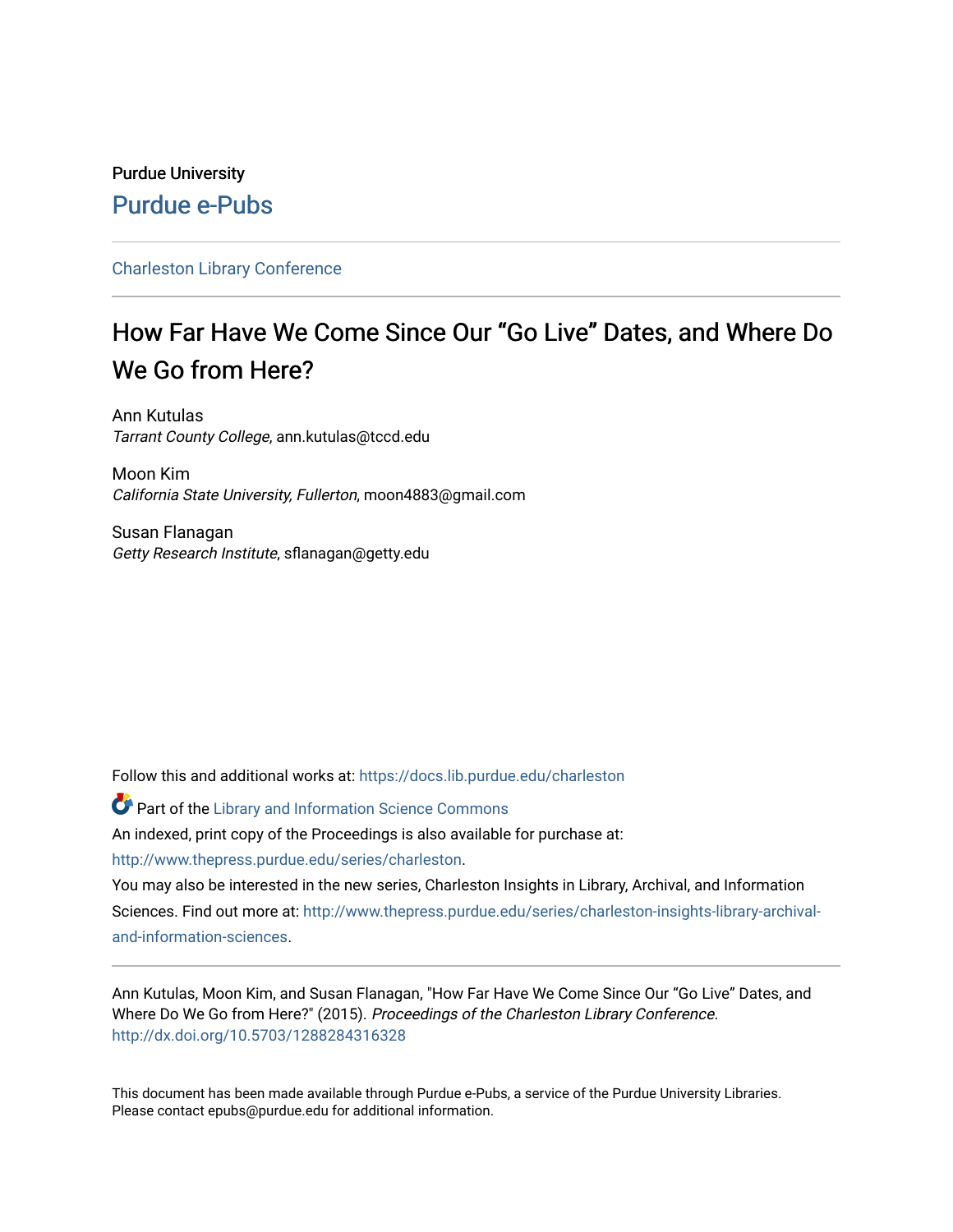Purdue University

Purdue e-Pubs

Charleston Library Conference

# How Far Have We Come Since Our "Go Live" Dates, and Where Do We Go from Here?

Ann Kutulas
*Tarrant County College*, ann.kutulas@tccd.edu

Moon Kim
*California State University, Fullerton*, moon4883@gmail.com

Susan Flanagan
*Getty Research Institute*, sflanagan@getty.edu

Follow this and additional works at: https://docs.lib.purdue.edu/charleston

Part of the Library and Information Science Commons

An indexed, print copy of the Proceedings is also available for purchase at: http://www.thepress.purdue.edu/series/charleston.

You may also be interested in the new series, Charleston Insights in Library, Archival, and Information Sciences. Find out more at: http://www.thepress.purdue.edu/series/charleston-insights-library-archival-and-information-sciences.

Ann Kutulas, Moon Kim, and Susan Flanagan, "How Far Have We Come Since Our "Go Live" Dates, and Where Do We Go from Here?" (2015). *Proceedings of the Charleston Library Conference.* http://dx.doi.org/10.5703/1288284316328

This document has been made available through Purdue e-Pubs, a service of the Purdue University Libraries. Please contact epubs@purdue.edu for additional information.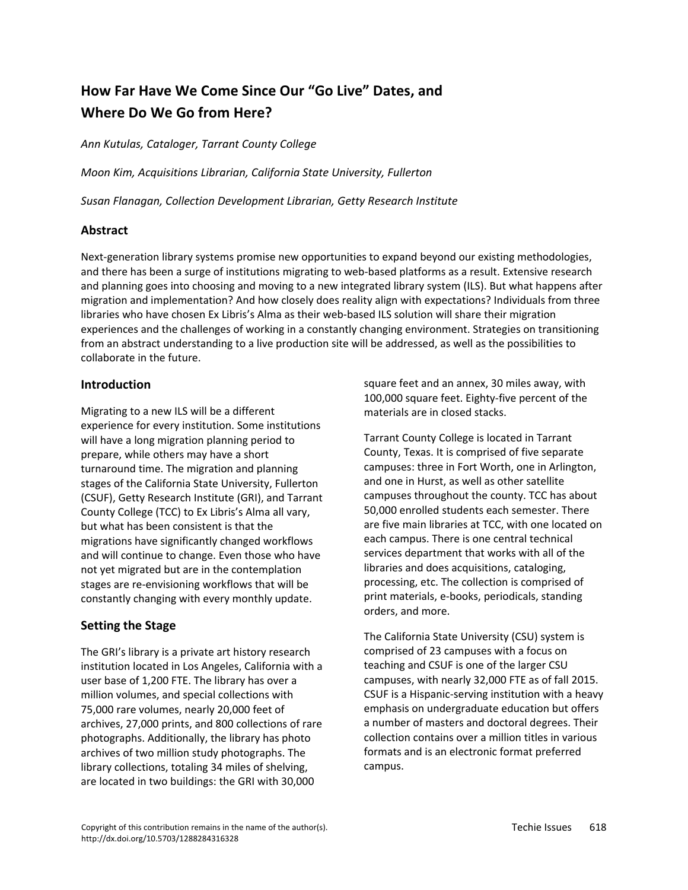# How Far Have We Come Since Our "Go Live" Dates, and Where Do We Go from Here?

*Ann Kutulas, Cataloger, Tarrant County College*

*Moon Kim, Acquisitions Librarian, California State University, Fullerton*

*Susan Flanagan, Collection Development Librarian, Getty Research Institute*

## Abstract

Next-generation library systems promise new opportunities to expand beyond our existing methodologies, and there has been a surge of institutions migrating to web-based platforms as a result. Extensive research and planning goes into choosing and moving to a new integrated library system (ILS). But what happens after migration and implementation? And how closely does reality align with expectations? Individuals from three libraries who have chosen Ex Libris's Alma as their web-based ILS solution will share their migration experiences and the challenges of working in a constantly changing environment. Strategies on transitioning from an abstract understanding to a live production site will be addressed, as well as the possibilities to collaborate in the future.

## Introduction

Migrating to a new ILS will be a different experience for every institution. Some institutions will have a long migration planning period to prepare, while others may have a short turnaround time. The migration and planning stages of the California State University, Fullerton (CSUF), Getty Research Institute (GRI), and Tarrant County College (TCC) to Ex Libris's Alma all vary, but what has been consistent is that the migrations have significantly changed workflows and will continue to change. Even those who have not yet migrated but are in the contemplation stages are re-envisioning workflows that will be constantly changing with every monthly update.

## Setting the Stage

The GRI's library is a private art history research institution located in Los Angeles, California with a user base of 1,200 FTE. The library has over a million volumes, and special collections with 75,000 rare volumes, nearly 20,000 feet of archives, 27,000 prints, and 800 collections of rare photographs. Additionally, the library has photo archives of two million study photographs. The library collections, totaling 34 miles of shelving, are located in two buildings: the GRI with 30,000 square feet and an annex, 30 miles away, with 100,000 square feet. Eighty-five percent of the materials are in closed stacks.

Tarrant County College is located in Tarrant County, Texas. It is comprised of five separate campuses: three in Fort Worth, one in Arlington, and one in Hurst, as well as other satellite campuses throughout the county. TCC has about 50,000 enrolled students each semester. There are five main libraries at TCC, with one located on each campus. There is one central technical services department that works with all of the libraries and does acquisitions, cataloging, processing, etc. The collection is comprised of print materials, e-books, periodicals, standing orders, and more.

The California State University (CSU) system is comprised of 23 campuses with a focus on teaching and CSUF is one of the larger CSU campuses, with nearly 32,000 FTE as of fall 2015. CSUF is a Hispanic-serving institution with a heavy emphasis on undergraduate education but offers a number of masters and doctoral degrees. Their collection contains over a million titles in various formats and is an electronic format preferred campus.

Copyright of this contribution remains in the name of the author(s).
http://dx.doi.org/10.5703/1288284316328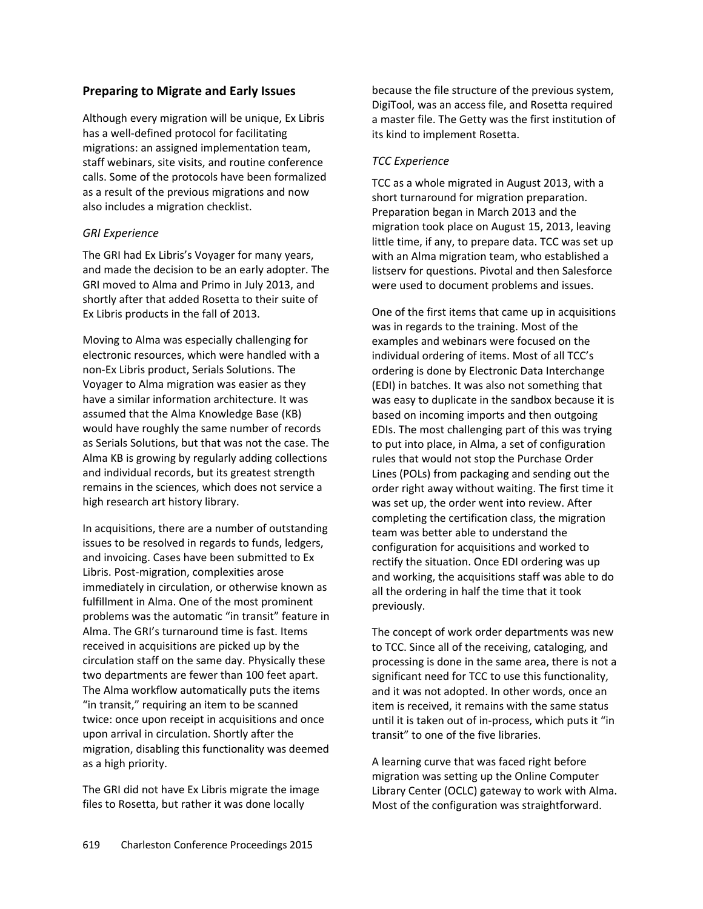## Preparing to Migrate and Early Issues

Although every migration will be unique, Ex Libris has a well-defined protocol for facilitating migrations: an assigned implementation team, staff webinars, site visits, and routine conference calls. Some of the protocols have been formalized as a result of the previous migrations and now also includes a migration checklist.

### *GRI Experience*

The GRI had Ex Libris's Voyager for many years, and made the decision to be an early adopter. The GRI moved to Alma and Primo in July 2013, and shortly after that added Rosetta to their suite of Ex Libris products in the fall of 2013.

Moving to Alma was especially challenging for electronic resources, which were handled with a non-Ex Libris product, Serials Solutions. The Voyager to Alma migration was easier as they have a similar information architecture. It was assumed that the Alma Knowledge Base (KB) would have roughly the same number of records as Serials Solutions, but that was not the case. The Alma KB is growing by regularly adding collections and individual records, but its greatest strength remains in the sciences, which does not service a high research art history library.

In acquisitions, there are a number of outstanding issues to be resolved in regards to funds, ledgers, and invoicing. Cases have been submitted to Ex Libris. Post-migration, complexities arose immediately in circulation, or otherwise known as fulfillment in Alma. One of the most prominent problems was the automatic "in transit" feature in Alma. The GRI's turnaround time is fast. Items received in acquisitions are picked up by the circulation staff on the same day. Physically these two departments are fewer than 100 feet apart. The Alma workflow automatically puts the items "in transit," requiring an item to be scanned twice: once upon receipt in acquisitions and once upon arrival in circulation. Shortly after the migration, disabling this functionality was deemed as a high priority.

The GRI did not have Ex Libris migrate the image files to Rosetta, but rather it was done locally because the file structure of the previous system, DigiTool, was an access file, and Rosetta required a master file. The Getty was the first institution of its kind to implement Rosetta.

### *TCC Experience*

TCC as a whole migrated in August 2013, with a short turnaround for migration preparation. Preparation began in March 2013 and the migration took place on August 15, 2013, leaving little time, if any, to prepare data. TCC was set up with an Alma migration team, who established a listserv for questions. Pivotal and then Salesforce were used to document problems and issues.

One of the first items that came up in acquisitions was in regards to the training. Most of the examples and webinars were focused on the individual ordering of items. Most of all TCC's ordering is done by Electronic Data Interchange (EDI) in batches. It was also not something that was easy to duplicate in the sandbox because it is based on incoming imports and then outgoing EDIs. The most challenging part of this was trying to put into place, in Alma, a set of configuration rules that would not stop the Purchase Order Lines (POLs) from packaging and sending out the order right away without waiting. The first time it was set up, the order went into review. After completing the certification class, the migration team was better able to understand the configuration for acquisitions and worked to rectify the situation. Once EDI ordering was up and working, the acquisitions staff was able to do all the ordering in half the time that it took previously.

The concept of work order departments was new to TCC. Since all of the receiving, cataloging, and processing is done in the same area, there is not a significant need for TCC to use this functionality, and it was not adopted. In other words, once an item is received, it remains with the same status until it is taken out of in-process, which puts it "in transit" to one of the five libraries.

A learning curve that was faced right before migration was setting up the Online Computer Library Center (OCLC) gateway to work with Alma. Most of the configuration was straightforward.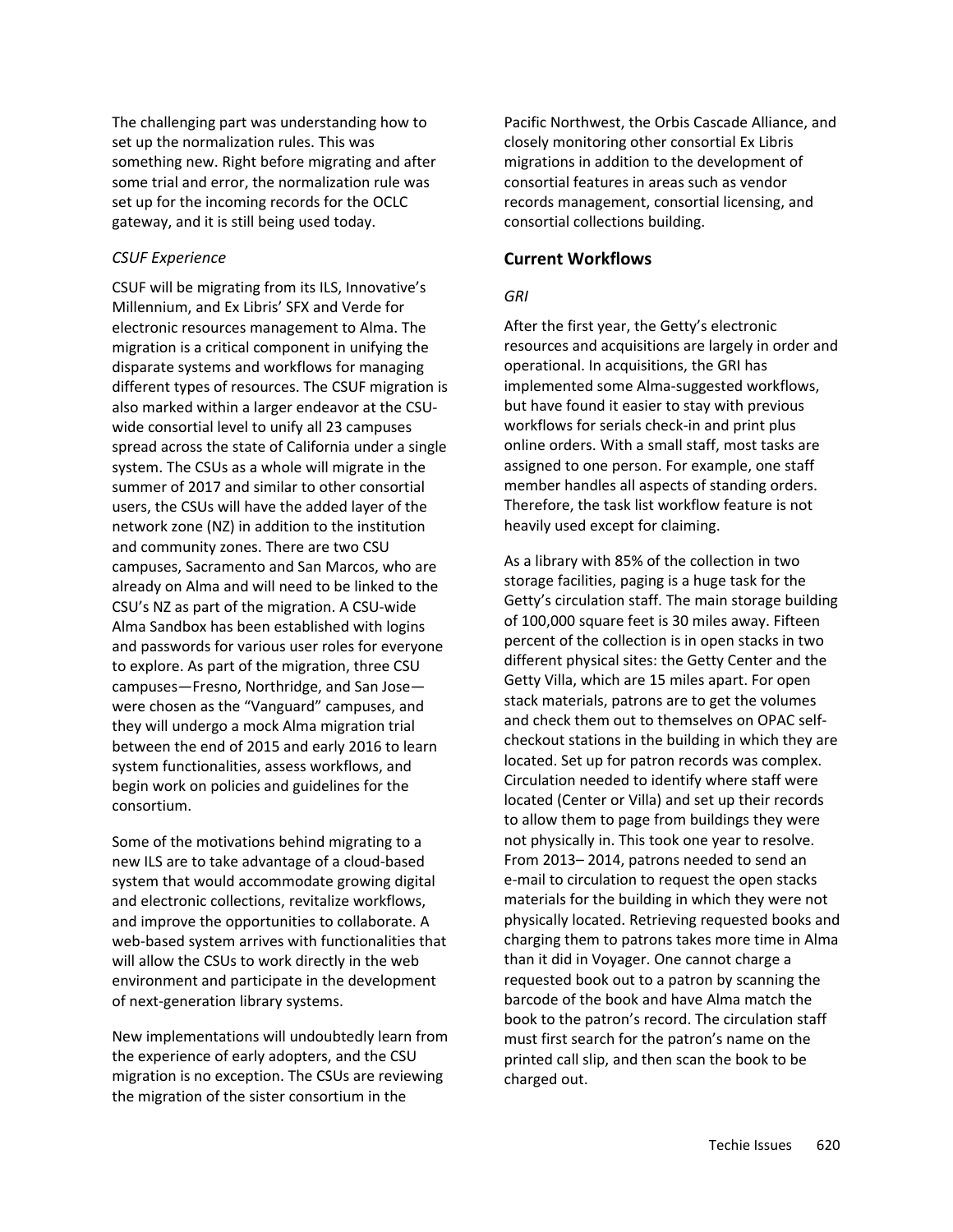The challenging part was understanding how to set up the normalization rules. This was something new. Right before migrating and after some trial and error, the normalization rule was set up for the incoming records for the OCLC gateway, and it is still being used today.

*CSUF Experience*

CSUF will be migrating from its ILS, Innovative's Millennium, and Ex Libris' SFX and Verde for electronic resources management to Alma. The migration is a critical component in unifying the disparate systems and workflows for managing different types of resources. The CSUF migration is also marked within a larger endeavor at the CSU-wide consortial level to unify all 23 campuses spread across the state of California under a single system. The CSUs as a whole will migrate in the summer of 2017 and similar to other consortial users, the CSUs will have the added layer of the network zone (NZ) in addition to the institution and community zones. There are two CSU campuses, Sacramento and San Marcos, who are already on Alma and will need to be linked to the CSU's NZ as part of the migration. A CSU-wide Alma Sandbox has been established with logins and passwords for various user roles for everyone to explore. As part of the migration, three CSU campuses—Fresno, Northridge, and San Jose—were chosen as the "Vanguard" campuses, and they will undergo a mock Alma migration trial between the end of 2015 and early 2016 to learn system functionalities, assess workflows, and begin work on policies and guidelines for the consortium.

Some of the motivations behind migrating to a new ILS are to take advantage of a cloud-based system that would accommodate growing digital and electronic collections, revitalize workflows, and improve the opportunities to collaborate. A web-based system arrives with functionalities that will allow the CSUs to work directly in the web environment and participate in the development of next-generation library systems.

New implementations will undoubtedly learn from the experience of early adopters, and the CSU migration is no exception. The CSUs are reviewing the migration of the sister consortium in the Pacific Northwest, the Orbis Cascade Alliance, and closely monitoring other consortial Ex Libris migrations in addition to the development of consortial features in areas such as vendor records management, consortial licensing, and consortial collections building.

## Current Workflows

*GRI*

After the first year, the Getty's electronic resources and acquisitions are largely in order and operational. In acquisitions, the GRI has implemented some Alma-suggested workflows, but have found it easier to stay with previous workflows for serials check-in and print plus online orders. With a small staff, most tasks are assigned to one person. For example, one staff member handles all aspects of standing orders. Therefore, the task list workflow feature is not heavily used except for claiming.

As a library with 85% of the collection in two storage facilities, paging is a huge task for the Getty's circulation staff. The main storage building of 100,000 square feet is 30 miles away. Fifteen percent of the collection is in open stacks in two different physical sites: the Getty Center and the Getty Villa, which are 15 miles apart. For open stack materials, patrons are to get the volumes and check them out to themselves on OPAC self-checkout stations in the building in which they are located. Set up for patron records was complex. Circulation needed to identify where staff were located (Center or Villa) and set up their records to allow them to page from buildings they were not physically in. This took one year to resolve. From 2013– 2014, patrons needed to send an e-mail to circulation to request the open stacks materials for the building in which they were not physically located. Retrieving requested books and charging them to patrons takes more time in Alma than it did in Voyager. One cannot charge a requested book out to a patron by scanning the barcode of the book and have Alma match the book to the patron's record. The circulation staff must first search for the patron's name on the printed call slip, and then scan the book to be charged out.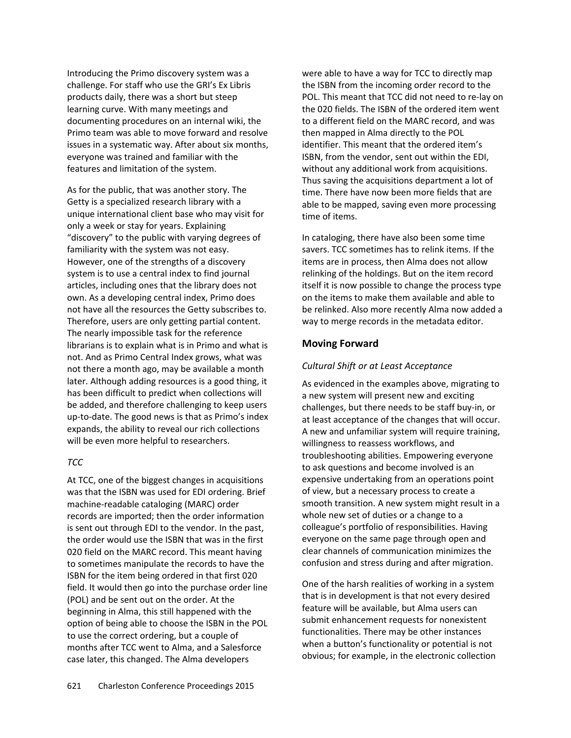Introducing the Primo discovery system was a challenge. For staff who use the GRI's Ex Libris products daily, there was a short but steep learning curve. With many meetings and documenting procedures on an internal wiki, the Primo team was able to move forward and resolve issues in a systematic way. After about six months, everyone was trained and familiar with the features and limitation of the system.

As for the public, that was another story. The Getty is a specialized research library with a unique international client base who may visit for only a week or stay for years. Explaining "discovery" to the public with varying degrees of familiarity with the system was not easy. However, one of the strengths of a discovery system is to use a central index to find journal articles, including ones that the library does not own. As a developing central index, Primo does not have all the resources the Getty subscribes to. Therefore, users are only getting partial content. The nearly impossible task for the reference librarians is to explain what is in Primo and what is not. And as Primo Central Index grows, what was not there a month ago, may be available a month later. Although adding resources is a good thing, it has been difficult to predict when collections will be added, and therefore challenging to keep users up-to-date. The good news is that as Primo's index expands, the ability to reveal our rich collections will be even more helpful to researchers.

*TCC*

At TCC, one of the biggest changes in acquisitions was that the ISBN was used for EDI ordering. Brief machine-readable cataloging (MARC) order records are imported; then the order information is sent out through EDI to the vendor. In the past, the order would use the ISBN that was in the first 020 field on the MARC record. This meant having to sometimes manipulate the records to have the ISBN for the item being ordered in that first 020 field. It would then go into the purchase order line (POL) and be sent out on the order. At the beginning in Alma, this still happened with the option of being able to choose the ISBN in the POL to use the correct ordering, but a couple of months after TCC went to Alma, and a Salesforce case later, this changed. The Alma developers were able to have a way for TCC to directly map the ISBN from the incoming order record to the POL. This meant that TCC did not need to re-lay on the 020 fields. The ISBN of the ordered item went to a different field on the MARC record, and was then mapped in Alma directly to the POL identifier. This meant that the ordered item's ISBN, from the vendor, sent out within the EDI, without any additional work from acquisitions. Thus saving the acquisitions department a lot of time. There have now been more fields that are able to be mapped, saving even more processing time of items.

In cataloging, there have also been some time savers. TCC sometimes has to relink items. If the items are in process, then Alma does not allow relinking of the holdings. But on the item record itself it is now possible to change the process type on the items to make them available and able to be relinked. Also more recently Alma now added a way to merge records in the metadata editor.

## Moving Forward

### *Cultural Shift or at Least Acceptance*

As evidenced in the examples above, migrating to a new system will present new and exciting challenges, but there needs to be staff buy-in, or at least acceptance of the changes that will occur. A new and unfamiliar system will require training, willingness to reassess workflows, and troubleshooting abilities. Empowering everyone to ask questions and become involved is an expensive undertaking from an operations point of view, but a necessary process to create a smooth transition. A new system might result in a whole new set of duties or a change to a colleague's portfolio of responsibilities. Having everyone on the same page through open and clear channels of communication minimizes the confusion and stress during and after migration.

One of the harsh realities of working in a system that is in development is that not every desired feature will be available, but Alma users can submit enhancement requests for nonexistent functionalities. There may be other instances when a button's functionality or potential is not obvious; for example, in the electronic collection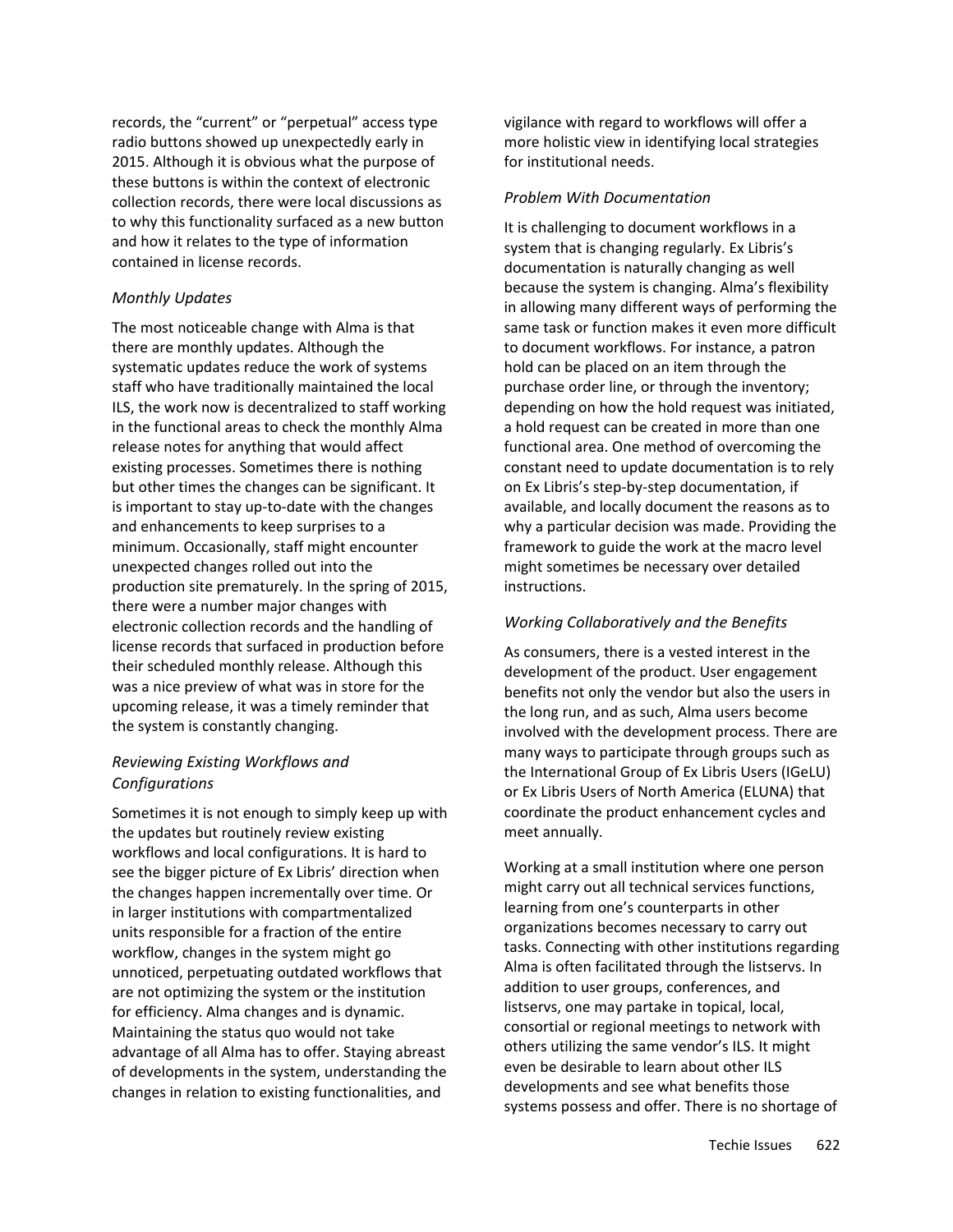records, the “current” or “perpetual” access type radio buttons showed up unexpectedly early in 2015. Although it is obvious what the purpose of these buttons is within the context of electronic collection records, there were local discussions as to why this functionality surfaced as a new button and how it relates to the type of information contained in license records.

### *Monthly Updates*

The most noticeable change with Alma is that there are monthly updates. Although the systematic updates reduce the work of systems staff who have traditionally maintained the local ILS, the work now is decentralized to staff working in the functional areas to check the monthly Alma release notes for anything that would affect existing processes. Sometimes there is nothing but other times the changes can be significant. It is important to stay up-to-date with the changes and enhancements to keep surprises to a minimum. Occasionally, staff might encounter unexpected changes rolled out into the production site prematurely. In the spring of 2015, there were a number major changes with electronic collection records and the handling of license records that surfaced in production before their scheduled monthly release. Although this was a nice preview of what was in store for the upcoming release, it was a timely reminder that the system is constantly changing.

### *Reviewing Existing Workflows and Configurations*

Sometimes it is not enough to simply keep up with the updates but routinely review existing workflows and local configurations. It is hard to see the bigger picture of Ex Libris' direction when the changes happen incrementally over time. Or in larger institutions with compartmentalized units responsible for a fraction of the entire workflow, changes in the system might go unnoticed, perpetuating outdated workflows that are not optimizing the system or the institution for efficiency. Alma changes and is dynamic. Maintaining the status quo would not take advantage of all Alma has to offer. Staying abreast of developments in the system, understanding the changes in relation to existing functionalities, and vigilance with regard to workflows will offer a more holistic view in identifying local strategies for institutional needs.

### *Problem With Documentation*

It is challenging to document workflows in a system that is changing regularly. Ex Libris's documentation is naturally changing as well because the system is changing. Alma's flexibility in allowing many different ways of performing the same task or function makes it even more difficult to document workflows. For instance, a patron hold can be placed on an item through the purchase order line, or through the inventory; depending on how the hold request was initiated, a hold request can be created in more than one functional area. One method of overcoming the constant need to update documentation is to rely on Ex Libris's step-by-step documentation, if available, and locally document the reasons as to why a particular decision was made. Providing the framework to guide the work at the macro level might sometimes be necessary over detailed instructions.

### *Working Collaboratively and the Benefits*

As consumers, there is a vested interest in the development of the product. User engagement benefits not only the vendor but also the users in the long run, and as such, Alma users become involved with the development process. There are many ways to participate through groups such as the International Group of Ex Libris Users (IGeLU) or Ex Libris Users of North America (ELUNA) that coordinate the product enhancement cycles and meet annually.

Working at a small institution where one person might carry out all technical services functions, learning from one's counterparts in other organizations becomes necessary to carry out tasks. Connecting with other institutions regarding Alma is often facilitated through the listservs. In addition to user groups, conferences, and listservs, one may partake in topical, local, consortial or regional meetings to network with others utilizing the same vendor's ILS. It might even be desirable to learn about other ILS developments and see what benefits those systems possess and offer. There is no shortage of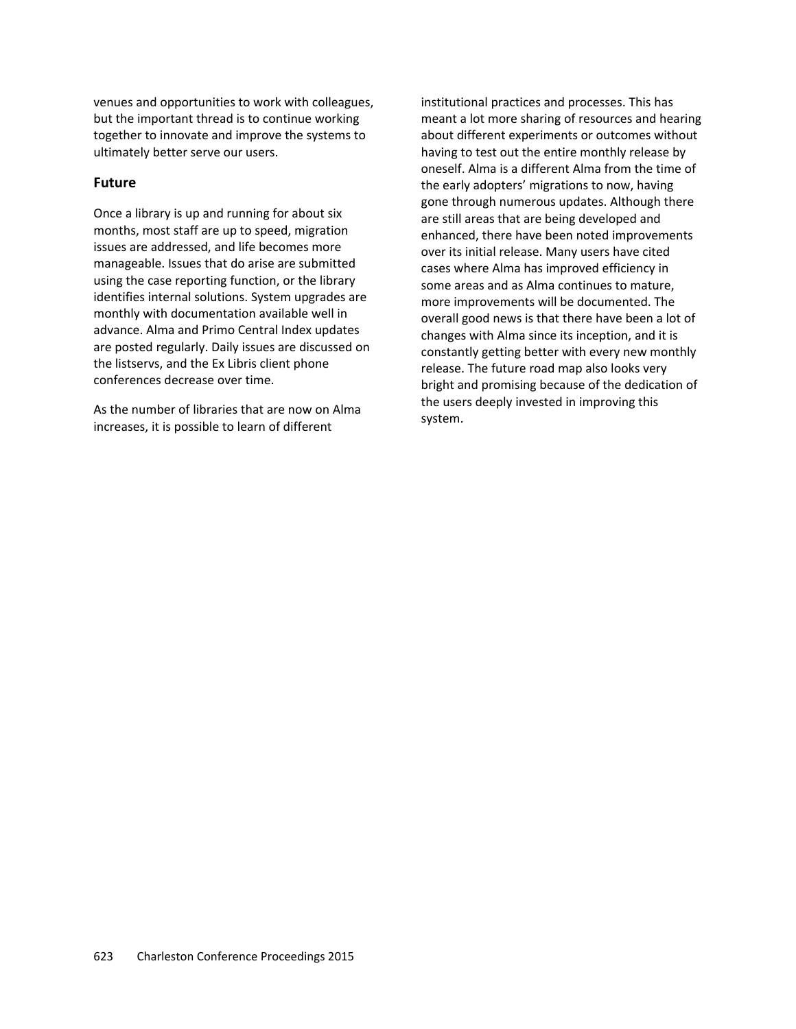venues and opportunities to work with colleagues, but the important thread is to continue working together to innovate and improve the systems to ultimately better serve our users.

## Future

Once a library is up and running for about six months, most staff are up to speed, migration issues are addressed, and life becomes more manageable. Issues that do arise are submitted using the case reporting function, or the library identifies internal solutions. System upgrades are monthly with documentation available well in advance. Alma and Primo Central Index updates are posted regularly. Daily issues are discussed on the listservs, and the Ex Libris client phone conferences decrease over time.

As the number of libraries that are now on Alma increases, it is possible to learn of different institutional practices and processes. This has meant a lot more sharing of resources and hearing about different experiments or outcomes without having to test out the entire monthly release by oneself. Alma is a different Alma from the time of the early adopters' migrations to now, having gone through numerous updates. Although there are still areas that are being developed and enhanced, there have been noted improvements over its initial release. Many users have cited cases where Alma has improved efficiency in some areas and as Alma continues to mature, more improvements will be documented. The overall good news is that there have been a lot of changes with Alma since its inception, and it is constantly getting better with every new monthly release. The future road map also looks very bright and promising because of the dedication of the users deeply invested in improving this system.